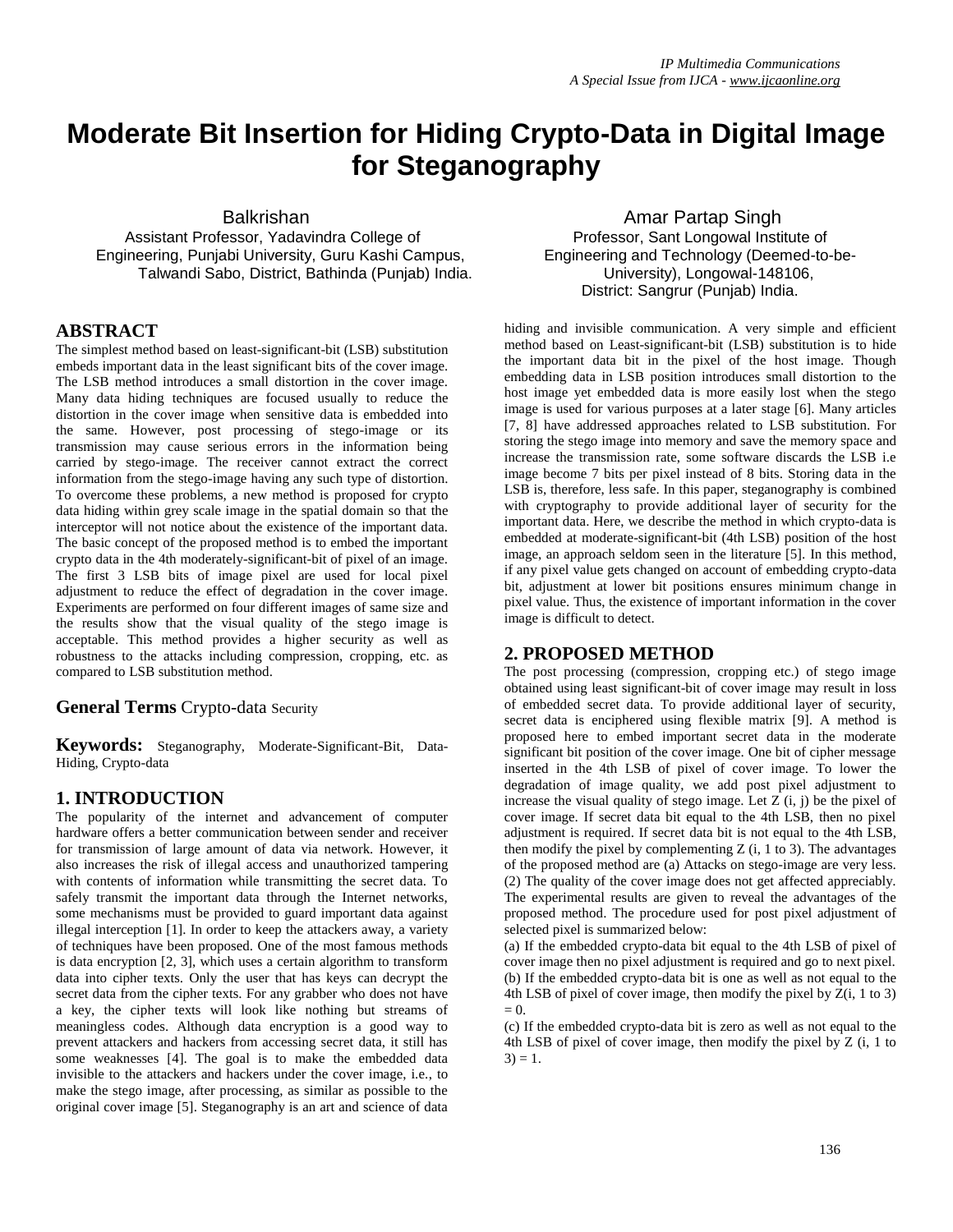# Moderate Bit Insertion for Hiding Crypto-Data in Digital Image for Steganography

Balkrishan
Assistant Professor, Yadavindra College of Engineering, Punjabi University, Guru Kashi Campus, Talwandi Sabo, District, Bathinda (Punjab) India.

Amar Partap Singh
Professor, Sant Longowal Institute of Engineering and Technology (Deemed-to-be-University), Longowal-148106, District: Sangrur (Punjab) India.

## ABSTRACT

The simplest method based on least-significant-bit (LSB) substitution embeds important data in the least significant bits of the cover image. The LSB method introduces a small distortion in the cover image. Many data hiding techniques are focused usually to reduce the distortion in the cover image when sensitive data is embedded into the same. However, post processing of stego-image or its transmission may cause serious errors in the information being carried by stego-image. The receiver cannot extract the correct information from the stego-image having any such type of distortion. To overcome these problems, a new method is proposed for crypto data hiding within grey scale image in the spatial domain so that the interceptor will not notice about the existence of the important data. The basic concept of the proposed method is to embed the important crypto data in the 4th moderately-significant-bit of pixel of an image. The first 3 LSB bits of image pixel are used for local pixel adjustment to reduce the effect of degradation in the cover image. Experiments are performed on four different images of same size and the results show that the visual quality of the stego image is acceptable. This method provides a higher security as well as robustness to the attacks including compression, cropping, etc. as compared to LSB substitution method.

## General Terms

Crypto-data Security

## Keywords:

Steganography, Moderate-Significant-Bit, Data-Hiding, Crypto-data

## 1. INTRODUCTION

The popularity of the internet and advancement of computer hardware offers a better communication between sender and receiver for transmission of large amount of data via network. However, it also increases the risk of illegal access and unauthorized tampering with contents of information while transmitting the secret data. To safely transmit the important data through the Internet networks, some mechanisms must be provided to guard important data against illegal interception [1]. In order to keep the attackers away, a variety of techniques have been proposed. One of the most famous methods is data encryption [2, 3], which uses a certain algorithm to transform data into cipher texts. Only the user that has keys can decrypt the secret data from the cipher texts. For any grabber who does not have a key, the cipher texts will look like nothing but streams of meaningless codes. Although data encryption is a good way to prevent attackers and hackers from accessing secret data, it still has some weaknesses [4]. The goal is to make the embedded data invisible to the attackers and hackers under the cover image, i.e., to make the stego image, after processing, as similar as possible to the original cover image [5]. Steganography is an art and science of data hiding and invisible communication. A very simple and efficient method based on Least-significant-bit (LSB) substitution is to hide the important data bit in the pixel of the host image. Though embedding data in LSB position introduces small distortion to the host image yet embedded data is more easily lost when the stego image is used for various purposes at a later stage [6]. Many articles [7, 8] have addressed approaches related to LSB substitution. For storing the stego image into memory and save the memory space and increase the transmission rate, some software discards the LSB i.e image become 7 bits per pixel instead of 8 bits. Storing data in the LSB is, therefore, less safe. In this paper, steganography is combined with cryptography to provide additional layer of security for the important data. Here, we describe the method in which crypto-data is embedded at moderate-significant-bit (4th LSB) position of the host image, an approach seldom seen in the literature [5]. In this method, if any pixel value gets changed on account of embedding crypto-data bit, adjustment at lower bit positions ensures minimum change in pixel value. Thus, the existence of important information in the cover image is difficult to detect.

## 2. PROPOSED METHOD

The post processing (compression, cropping etc.) of stego image obtained using least significant-bit of cover image may result in loss of embedded secret data. To provide additional layer of security, secret data is enciphered using flexible matrix [9]. A method is proposed here to embed important secret data in the moderate significant bit position of the cover image. One bit of cipher message inserted in the 4th LSB of pixel of cover image. To lower the degradation of image quality, we add post pixel adjustment to increase the visual quality of stego image. Let $Z(i, j)$ be the pixel of cover image. If secret data bit equal to the 4th LSB, then no pixel adjustment is required. If secret data bit is not equal to the 4th LSB, then modify the pixel by complementing $Z(i, 1 \text{ to } 3)$. The advantages of the proposed method are (a) Attacks on stego-image are very less. (2) The quality of the cover image does not get affected appreciably. The experimental results are given to reveal the advantages of the proposed method. The procedure used for post pixel adjustment of selected pixel is summarized below:

(a) If the embedded crypto-data bit equal to the 4th LSB of pixel of cover image then no pixel adjustment is required and go to next pixel.

(b) If the embedded crypto-data bit is one as well as not equal to the 4th LSB of pixel of cover image, then modify the pixel by $Z(i, 1 \text{ to } 3) = 0$.

(c) If the embedded crypto-data bit is zero as well as not equal to the 4th LSB of pixel of cover image, then modify the pixel by $Z(i, 1 \text{ to } 3) = 1$.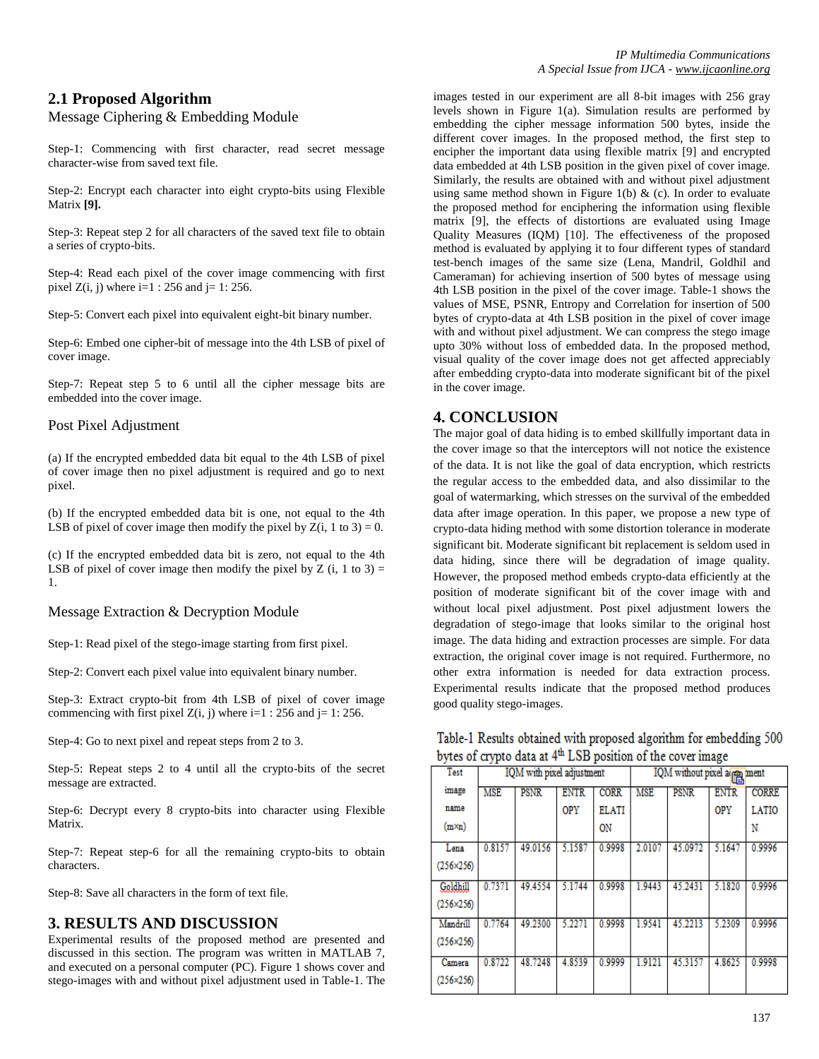## 2.1 Proposed Algorithm

### Message Ciphering & Embedding Module

Step-1: Commencing with first character, read secret message character-wise from saved text file.

Step-2: Encrypt each character into eight crypto-bits using Flexible Matrix **[9].**

Step-3: Repeat step 2 for all characters of the saved text file to obtain a series of crypto-bits.

Step-4: Read each pixel of the cover image commencing with first pixel Z(i, j) where i=1 : 256 and j= 1: 256.

Step-5: Convert each pixel into equivalent eight-bit binary number.

Step-6: Embed one cipher-bit of message into the 4th LSB of pixel of cover image.

Step-7: Repeat step 5 to 6 until all the cipher message bits are embedded into the cover image.

### Post Pixel Adjustment

(a) If the encrypted embedded data bit equal to the 4th LSB of pixel of cover image then no pixel adjustment is required and go to next pixel.

(b) If the encrypted embedded data bit is one, not equal to the 4th LSB of pixel of cover image then modify the pixel by Z(i, 1 to 3) = 0.

(c) If the encrypted embedded data bit is zero, not equal to the 4th LSB of pixel of cover image then modify the pixel by Z (i, 1 to 3) = 1.

### Message Extraction & Decryption Module

Step-1: Read pixel of the stego-image starting from first pixel.

Step-2: Convert each pixel value into equivalent binary number.

Step-3: Extract crypto-bit from 4th LSB of pixel of cover image commencing with first pixel Z(i, j) where i=1 : 256 and j= 1: 256.

Step-4: Go to next pixel and repeat steps from 2 to 3.

Step-5: Repeat steps 2 to 4 until all the crypto-bits of the secret message are extracted.

Step-6: Decrypt every 8 crypto-bits into character using Flexible Matrix.

Step-7: Repeat step-6 for all the remaining crypto-bits to obtain characters.

Step-8: Save all characters in the form of text file.

## 3. RESULTS AND DISCUSSION

Experimental results of the proposed method are presented and discussed in this section. The program was written in MATLAB 7, and executed on a personal computer (PC). Figure 1 shows cover and stego-images with and without pixel adjustment used in Table-1. The images tested in our experiment are all 8-bit images with 256 gray levels shown in Figure 1(a). Simulation results are performed by embedding the cipher message information 500 bytes, inside the different cover images. In the proposed method, the first step to encipher the important data using flexible matrix [9] and encrypted data embedded at 4th LSB position in the given pixel of cover image. Similarly, the results are obtained with and without pixel adjustment using same method shown in Figure 1(b) & (c). In order to evaluate the proposed method for enciphering the information using flexible matrix [9], the effects of distortions are evaluated using Image Quality Measures (IQM) [10]. The effectiveness of the proposed method is evaluated by applying it to four different types of standard test-bench images of the same size (Lena, Mandril, Goldhil and Cameraman) for achieving insertion of 500 bytes of message using 4th LSB position in the pixel of the cover image. Table-1 shows the values of MSE, PSNR, Entropy and Correlation for insertion of 500 bytes of crypto-data at 4th LSB position in the pixel of cover image with and without pixel adjustment. We can compress the stego image upto 30% without loss of embedded data. In the proposed method, visual quality of the cover image does not get affected appreciably after embedding crypto-data into moderate significant bit of the pixel in the cover image.

## 4. CONCLUSION

The major goal of data hiding is to embed skillfully important data in the cover image so that the interceptors will not notice the existence of the data. It is not like the goal of data encryption, which restricts the regular access to the embedded data, and also dissimilar to the goal of watermarking, which stresses on the survival of the embedded data after image operation. In this paper, we propose a new type of crypto-data hiding method with some distortion tolerance in moderate significant bit. Moderate significant bit replacement is seldom used in data hiding, since there will be degradation of image quality. However, the proposed method embeds crypto-data efficiently at the position of moderate significant bit of the cover image with and without local pixel adjustment. Post pixel adjustment lowers the degradation of stego-image that looks similar to the original host image. The data hiding and extraction processes are simple. For data extraction, the original cover image is not required. Furthermore, no other extra information is needed for data extraction process. Experimental results indicate that the proposed method produces good quality stego-images.

Table-1 Results obtained with proposed algorithm for embedding 500 bytes of crypto data at 4th LSB position of the cover image

| Test image name (m×n) | IQM with pixel adjustment | | | | IQM without pixel adjustment | | | |
|---|---|---|---|---|---|---|---|---|
| | MSE | PSNR | ENTROPY | CORRELATION | MSE | PSNR | ENTROPY | CORRELATION |
| Lena (256×256) | 0.8157 | 49.0156 | 5.1587 | 0.9998 | 2.0107 | 45.0972 | 5.1647 | 0.9996 |
| Goldhill (256×256) | 0.7371 | 49.4554 | 5.1744 | 0.9998 | 1.9443 | 45.2431 | 5.1820 | 0.9996 |
| Mandrill (256×256) | 0.7764 | 49.2300 | 5.2271 | 0.9998 | 1.9541 | 45.2213 | 5.2309 | 0.9996 |
| Camera (256×256) | 0.8722 | 48.7248 | 4.8539 | 0.9999 | 1.9121 | 45.3157 | 4.8625 | 0.9998 |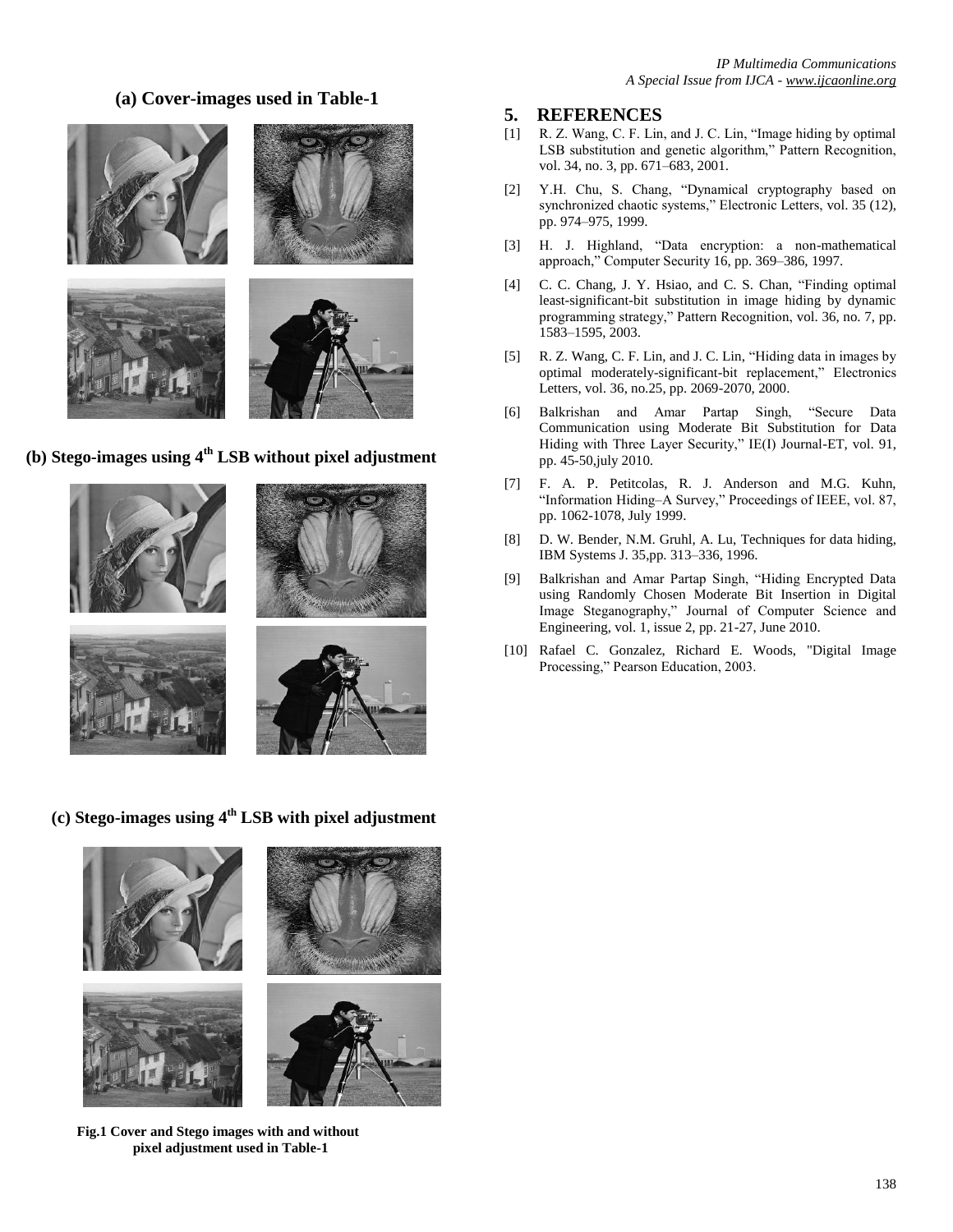**(a) Cover-images used in Table-1**

**(b) Stego-images using 4th LSB without pixel adjustment**

**(c) Stego-images using 4th LSB with pixel adjustment**

**Fig.1 Cover and Stego images with and without pixel adjustment used in Table-1**

## 5. REFERENCES

[1] R. Z. Wang, C. F. Lin, and J. C. Lin, "Image hiding by optimal LSB substitution and genetic algorithm," Pattern Recognition, vol. 34, no. 3, pp. 671–683, 2001.

[2] Y.H. Chu, S. Chang, "Dynamical cryptography based on synchronized chaotic systems," Electronic Letters, vol. 35 (12), pp. 974–975, 1999.

[3] H. J. Highland, "Data encryption: a non-mathematical approach," Computer Security 16, pp. 369–386, 1997.

[4] C. C. Chang, J. Y. Hsiao, and C. S. Chan, "Finding optimal least-significant-bit substitution in image hiding by dynamic programming strategy," Pattern Recognition, vol. 36, no. 7, pp. 1583–1595, 2003.

[5] R. Z. Wang, C. F. Lin, and J. C. Lin, "Hiding data in images by optimal moderately-significant-bit replacement," Electronics Letters, vol. 36, no.25, pp. 2069-2070, 2000.

[6] Balkrishan and Amar Partap Singh, "Secure Data Communication using Moderate Bit Substitution for Data Hiding with Three Layer Security," IE(I) Journal-ET, vol. 91, pp. 45-50,july 2010.

[7] F. A. P. Petitcolas, R. J. Anderson and M.G. Kuhn, "Information Hiding–A Survey," Proceedings of IEEE, vol. 87, pp. 1062-1078, July 1999.

[8] D. W. Bender, N.M. Gruhl, A. Lu, Techniques for data hiding, IBM Systems J. 35,pp. 313–336, 1996.

[9] Balkrishan and Amar Partap Singh, "Hiding Encrypted Data using Randomly Chosen Moderate Bit Insertion in Digital Image Steganography," Journal of Computer Science and Engineering, vol. 1, issue 2, pp. 21-27, June 2010.

[10] Rafael C. Gonzalez, Richard E. Woods, "Digital Image Processing," Pearson Education, 2003.